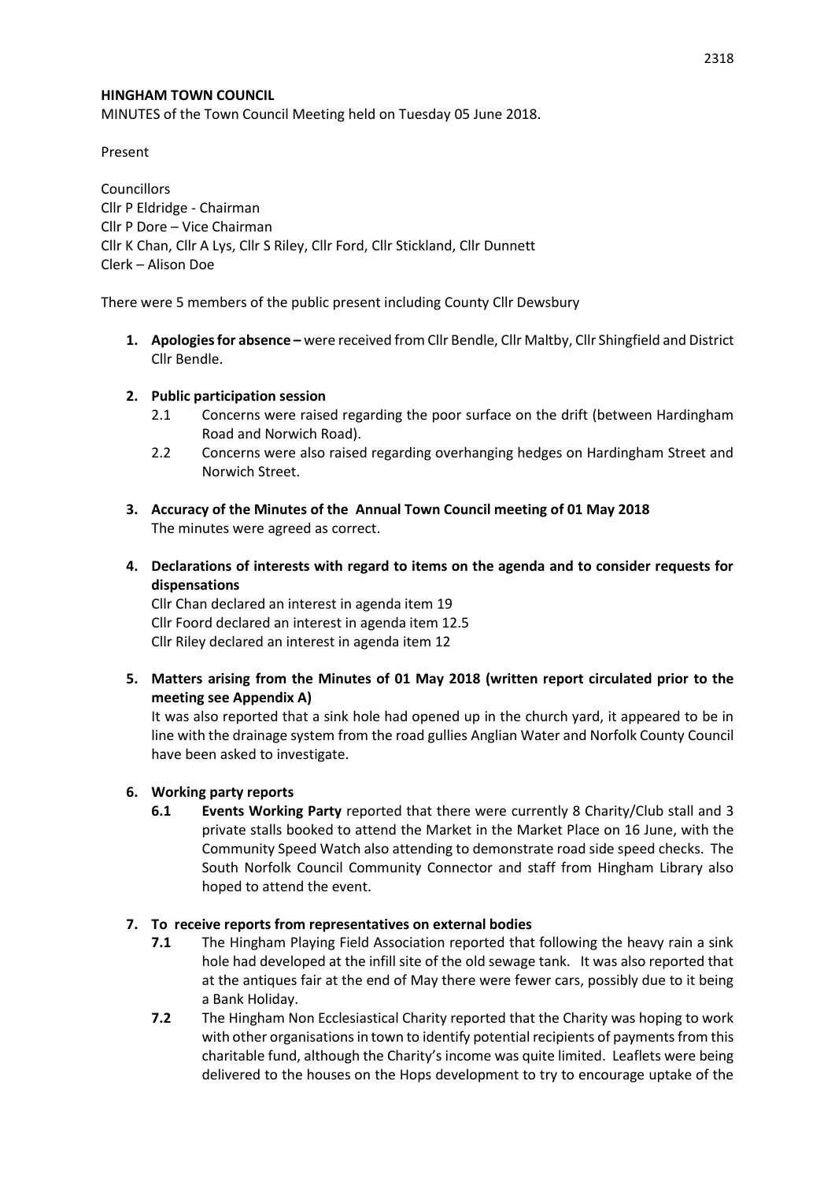**HINGHAM TOWN COUNCIL**

MINUTES of the Town Council Meeting held on Tuesday 05 June 2018.

Present

Councillors
Cllr P Eldridge - Chairman
Cllr P Dore – Vice Chairman
Cllr K Chan, Cllr A Lys, Cllr S Riley, Cllr Ford, Cllr Stickland, Cllr Dunnett
Clerk – Alison Doe

There were 5 members of the public present including County Cllr Dewsbury

1. **Apologies for absence –** were received from Cllr Bendle, Cllr Maltby, Cllr Shingfield and District Cllr Bendle.

2. **Public participation session**
   - 2.1 Concerns were raised regarding the poor surface on the drift (between Hardingham Road and Norwich Road).
   - 2.2 Concerns were also raised regarding overhanging hedges on Hardingham Street and Norwich Street.

3. **Accuracy of the Minutes of the Annual Town Council meeting of 01 May 2018**
   The minutes were agreed as correct.

4. **Declarations of interests with regard to items on the agenda and to consider requests for dispensations**
   Cllr Chan declared an interest in agenda item 19
   Cllr Foord declared an interest in agenda item 12.5
   Cllr Riley declared an interest in agenda item 12

5. **Matters arising from the Minutes of 01 May 2018 (written report circulated prior to the meeting see Appendix A)**
   It was also reported that a sink hole had opened up in the church yard, it appeared to be in line with the drainage system from the road gullies Anglian Water and Norfolk County Council have been asked to investigate.

6. **Working party reports**
   - **6.1** **Events Working Party** reported that there were currently 8 Charity/Club stall and 3 private stalls booked to attend the Market in the Market Place on 16 June, with the Community Speed Watch also attending to demonstrate road side speed checks. The South Norfolk Council Community Connector and staff from Hingham Library also hoped to attend the event.

7. **To receive reports from representatives on external bodies**
   - **7.1** The Hingham Playing Field Association reported that following the heavy rain a sink hole had developed at the infill site of the old sewage tank. It was also reported that at the antiques fair at the end of May there were fewer cars, possibly due to it being a Bank Holiday.
   - **7.2** The Hingham Non Ecclesiastical Charity reported that the Charity was hoping to work with other organisations in town to identify potential recipients of payments from this charitable fund, although the Charity's income was quite limited. Leaflets were being delivered to the houses on the Hops development to try to encourage uptake of the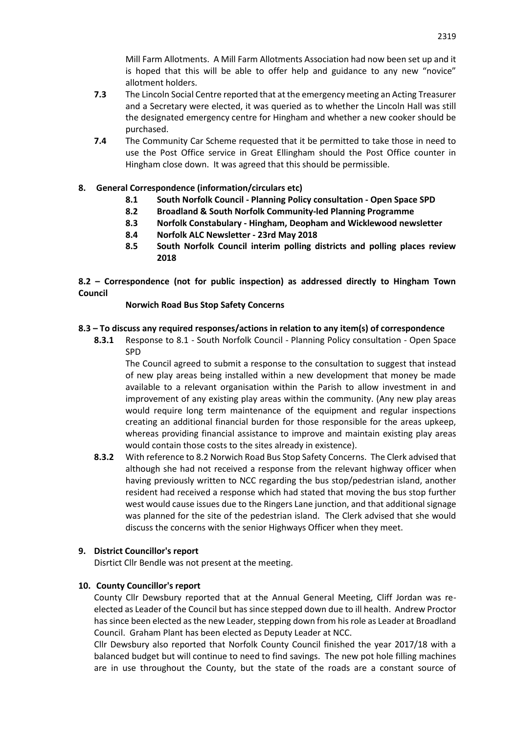Mill Farm Allotments. A Mill Farm Allotments Association had now been set up and it is hoped that this will be able to offer help and guidance to any new "novice" allotment holders.

**7.3** The Lincoln Social Centre reported that at the emergency meeting an Acting Treasurer and a Secretary were elected, it was queried as to whether the Lincoln Hall was still the designated emergency centre for Hingham and whether a new cooker should be purchased.

**7.4** The Community Car Scheme requested that it be permitted to take those in need to use the Post Office service in Great Ellingham should the Post Office counter in Hingham close down. It was agreed that this should be permissible.

**8. General Correspondence (information/circulars etc)**

- **8.1 South Norfolk Council - Planning Policy consultation - Open Space SPD**
- **8.2 Broadland & South Norfolk Community-led Planning Programme**
- **8.3 Norfolk Constabulary - Hingham, Deopham and Wicklewood newsletter**
- **8.4 Norfolk ALC Newsletter - 23rd May 2018**
- **8.5 South Norfolk Council interim polling districts and polling places review 2018**

**8.2 – Correspondence (not for public inspection) as addressed directly to Hingham Town Council**

**Norwich Road Bus Stop Safety Concerns**

**8.3 – To discuss any required responses/actions in relation to any item(s) of correspondence**

**8.3.1** Response to 8.1 - South Norfolk Council - Planning Policy consultation - Open Space SPD

The Council agreed to submit a response to the consultation to suggest that instead of new play areas being installed within a new development that money be made available to a relevant organisation within the Parish to allow investment in and improvement of any existing play areas within the community. (Any new play areas would require long term maintenance of the equipment and regular inspections creating an additional financial burden for those responsible for the areas upkeep, whereas providing financial assistance to improve and maintain existing play areas would contain those costs to the sites already in existence).

**8.3.2** With reference to 8.2 Norwich Road Bus Stop Safety Concerns. The Clerk advised that although she had not received a response from the relevant highway officer when having previously written to NCC regarding the bus stop/pedestrian island, another resident had received a response which had stated that moving the bus stop further west would cause issues due to the Ringers Lane junction, and that additional signage was planned for the site of the pedestrian island. The Clerk advised that she would discuss the concerns with the senior Highways Officer when they meet.

**9. District Councillor's report**

Disrtict Cllr Bendle was not present at the meeting.

**10. County Councillor's report**

County Cllr Dewsbury reported that at the Annual General Meeting, Cliff Jordan was re-elected as Leader of the Council but has since stepped down due to ill health. Andrew Proctor has since been elected as the new Leader, stepping down from his role as Leader at Broadland Council. Graham Plant has been elected as Deputy Leader at NCC.

Cllr Dewsbury also reported that Norfolk County Council finished the year 2017/18 with a balanced budget but will continue to need to find savings. The new pot hole filling machines are in use throughout the County, but the state of the roads are a constant source of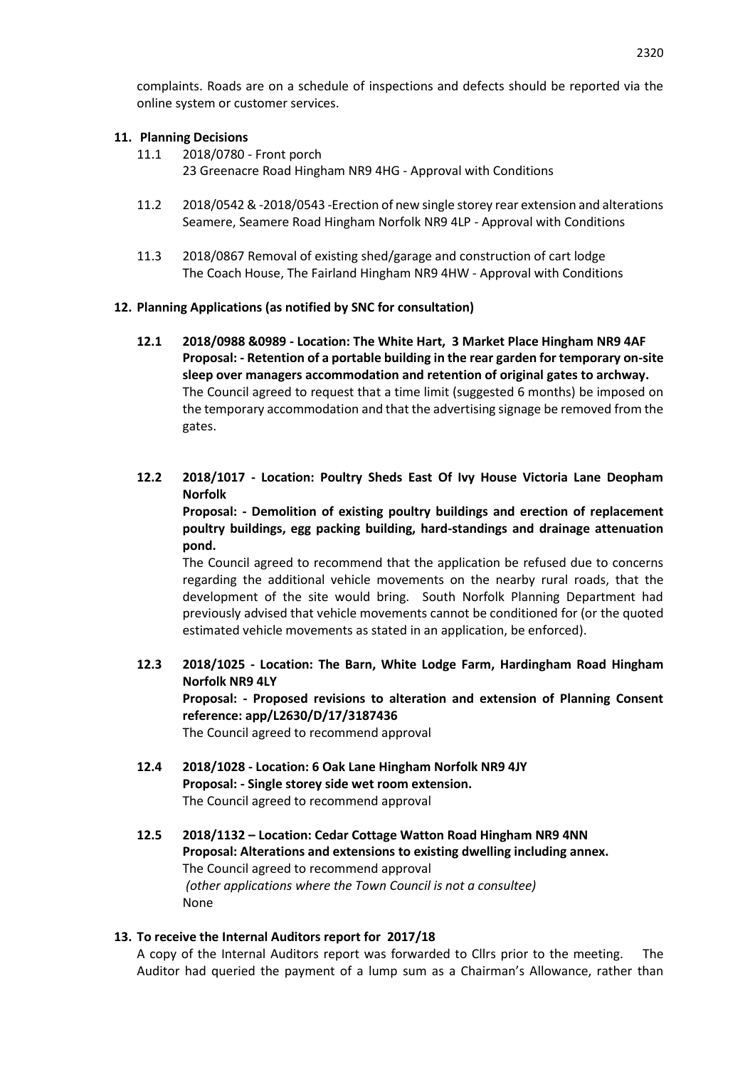complaints. Roads are on a schedule of inspections and defects should be reported via the online system or customer services.

**11. Planning Decisions**

11.1 2018/0780 - Front porch
23 Greenacre Road Hingham NR9 4HG - Approval with Conditions

11.2 2018/0542 & -2018/0543 -Erection of new single storey rear extension and alterations
Seamere, Seamere Road Hingham Norfolk NR9 4LP - Approval with Conditions

11.3 2018/0867 Removal of existing shed/garage and construction of cart lodge
The Coach House, The Fairland Hingham NR9 4HW - Approval with Conditions

**12. Planning Applications (as notified by SNC for consultation)**

**12.1 2018/0988 &0989 - Location: The White Hart, 3 Market Place Hingham NR9 4AF**
**Proposal: - Retention of a portable building in the rear garden for temporary on-site sleep over managers accommodation and retention of original gates to archway.**
The Council agreed to request that a time limit (suggested 6 months) be imposed on the temporary accommodation and that the advertising signage be removed from the gates.

**12.2 2018/1017 - Location: Poultry Sheds East Of Ivy House Victoria Lane Deopham Norfolk**
**Proposal: - Demolition of existing poultry buildings and erection of replacement poultry buildings, egg packing building, hard-standings and drainage attenuation pond.**
The Council agreed to recommend that the application be refused due to concerns regarding the additional vehicle movements on the nearby rural roads, that the development of the site would bring. South Norfolk Planning Department had previously advised that vehicle movements cannot be conditioned for (or the quoted estimated vehicle movements as stated in an application, be enforced).

**12.3 2018/1025 - Location: The Barn, White Lodge Farm, Hardingham Road Hingham Norfolk NR9 4LY**
**Proposal: - Proposed revisions to alteration and extension of Planning Consent reference: app/L2630/D/17/3187436**
The Council agreed to recommend approval

**12.4 2018/1028 - Location: 6 Oak Lane Hingham Norfolk NR9 4JY**
**Proposal: - Single storey side wet room extension.**
The Council agreed to recommend approval

**12.5 2018/1132 – Location: Cedar Cottage Watton Road Hingham NR9 4NN**
**Proposal: Alterations and extensions to existing dwelling including annex.**
The Council agreed to recommend approval
*(other applications where the Town Council is not a consultee)*
None

**13. To receive the Internal Auditors report for 2017/18**

A copy of the Internal Auditors report was forwarded to Cllrs prior to the meeting. The Auditor had queried the payment of a lump sum as a Chairman's Allowance, rather than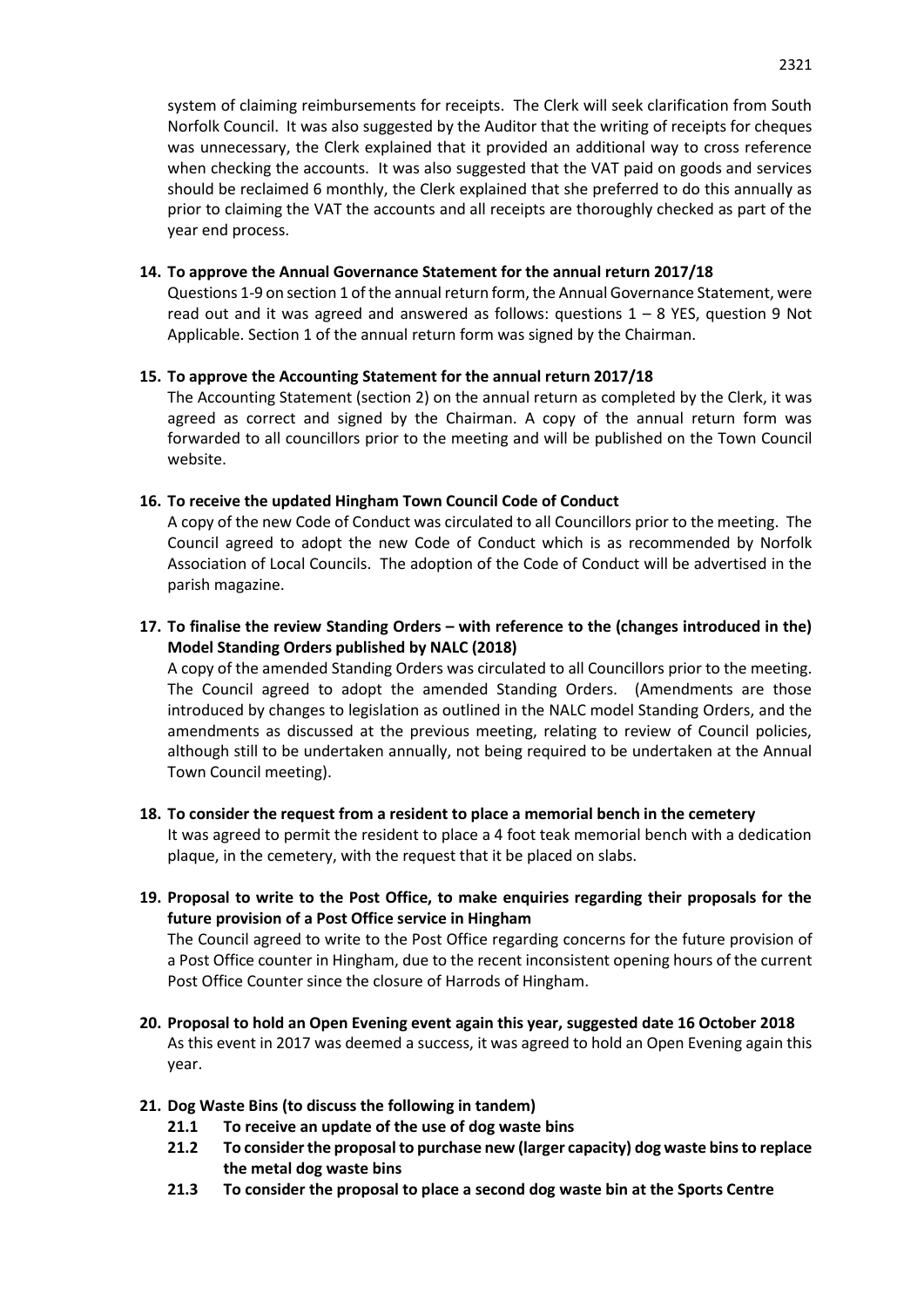system of claiming reimbursements for receipts. The Clerk will seek clarification from South Norfolk Council. It was also suggested by the Auditor that the writing of receipts for cheques was unnecessary, the Clerk explained that it provided an additional way to cross reference when checking the accounts. It was also suggested that the VAT paid on goods and services should be reclaimed 6 monthly, the Clerk explained that she preferred to do this annually as prior to claiming the VAT the accounts and all receipts are thoroughly checked as part of the year end process.

**14. To approve the Annual Governance Statement for the annual return 2017/18**

Questions 1-9 on section 1 of the annual return form, the Annual Governance Statement, were read out and it was agreed and answered as follows: questions 1 – 8 YES, question 9 Not Applicable. Section 1 of the annual return form was signed by the Chairman.

**15. To approve the Accounting Statement for the annual return 2017/18**

The Accounting Statement (section 2) on the annual return as completed by the Clerk, it was agreed as correct and signed by the Chairman. A copy of the annual return form was forwarded to all councillors prior to the meeting and will be published on the Town Council website.

**16. To receive the updated Hingham Town Council Code of Conduct**

A copy of the new Code of Conduct was circulated to all Councillors prior to the meeting. The Council agreed to adopt the new Code of Conduct which is as recommended by Norfolk Association of Local Councils. The adoption of the Code of Conduct will be advertised in the parish magazine.

**17. To finalise the review Standing Orders – with reference to the (changes introduced in the) Model Standing Orders published by NALC (2018)**

A copy of the amended Standing Orders was circulated to all Councillors prior to the meeting. The Council agreed to adopt the amended Standing Orders. (Amendments are those introduced by changes to legislation as outlined in the NALC model Standing Orders, and the amendments as discussed at the previous meeting, relating to review of Council policies, although still to be undertaken annually, not being required to be undertaken at the Annual Town Council meeting).

**18. To consider the request from a resident to place a memorial bench in the cemetery**

It was agreed to permit the resident to place a 4 foot teak memorial bench with a dedication plaque, in the cemetery, with the request that it be placed on slabs.

**19. Proposal to write to the Post Office, to make enquiries regarding their proposals for the future provision of a Post Office service in Hingham**

The Council agreed to write to the Post Office regarding concerns for the future provision of a Post Office counter in Hingham, due to the recent inconsistent opening hours of the current Post Office Counter since the closure of Harrods of Hingham.

**20. Proposal to hold an Open Evening event again this year, suggested date 16 October 2018**

As this event in 2017 was deemed a success, it was agreed to hold an Open Evening again this year.

**21. Dog Waste Bins (to discuss the following in tandem)**

- **21.1 To receive an update of the use of dog waste bins**
- **21.2 To consider the proposal to purchase new (larger capacity) dog waste bins to replace the metal dog waste bins**
- **21.3 To consider the proposal to place a second dog waste bin at the Sports Centre**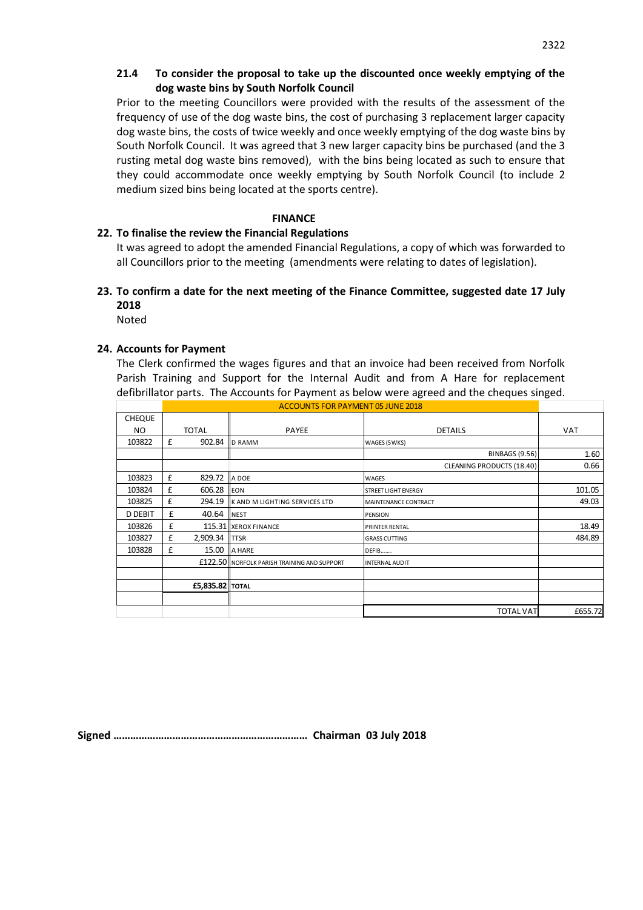**21.4 To consider the proposal to take up the discounted once weekly emptying of the dog waste bins by South Norfolk Council**

Prior to the meeting Councillors were provided with the results of the assessment of the frequency of use of the dog waste bins, the cost of purchasing 3 replacement larger capacity dog waste bins, the costs of twice weekly and once weekly emptying of the dog waste bins by South Norfolk Council. It was agreed that 3 new larger capacity bins be purchased (and the 3 rusting metal dog waste bins removed), with the bins being located as such to ensure that they could accommodate once weekly emptying by South Norfolk Council (to include 2 medium sized bins being located at the sports centre).

## FINANCE

**22. To finalise the review the Financial Regulations**

It was agreed to adopt the amended Financial Regulations, a copy of which was forwarded to all Councillors prior to the meeting (amendments were relating to dates of legislation).

**23. To confirm a date for the next meeting of the Finance Committee, suggested date 17 July 2018**

Noted

**24. Accounts for Payment**

The Clerk confirmed the wages figures and that an invoice had been received from Norfolk Parish Training and Support for the Internal Audit and from A Hare for replacement defibrillator parts. The Accounts for Payment as below were agreed and the cheques singed.

| | ACCOUNTS FOR PAYMENT 05 JUNE 2018 | | | |
|---|---|---|---|---|
| CHEQUE NO | TOTAL | PAYEE | DETAILS | VAT |
| 103822 | £ 902.84 | D RAMM | WAGES (5WKS) | |
| | | | BINBAGS (9.56) | 1.60 |
| | | | CLEANING PRODUCTS (18.40) | 0.66 |
| 103823 | £ 829.72 | A DOE | WAGES | |
| 103824 | £ 606.28 | EON | STREET LIGHT ENERGY | 101.05 |
| 103825 | £ 294.19 | K AND M LIGHTING SERVICES LTD | MAINTENANCE CONTRACT | 49.03 |
| D DEBIT | £ 40.64 | NEST | PENSION | |
| 103826 | £ 115.31 | XEROX FINANCE | PRINTER RENTAL | 18.49 |
| 103827 | £ 2,909.34 | TTSR | GRASS CUTTING | 484.89 |
| 103828 | £ 15.00 | A HARE | DEFIB....... | |
| | £122.50 | NORFOLK PARISH TRAINING AND SUPPORT | INTERNAL AUDIT | |
| | | | | |
| | £5,835.82 | TOTAL | | |
| | | | | |
| | | | TOTAL VAT | £655.72 |

**Signed ………………………………………………………… Chairman 03 July 2018**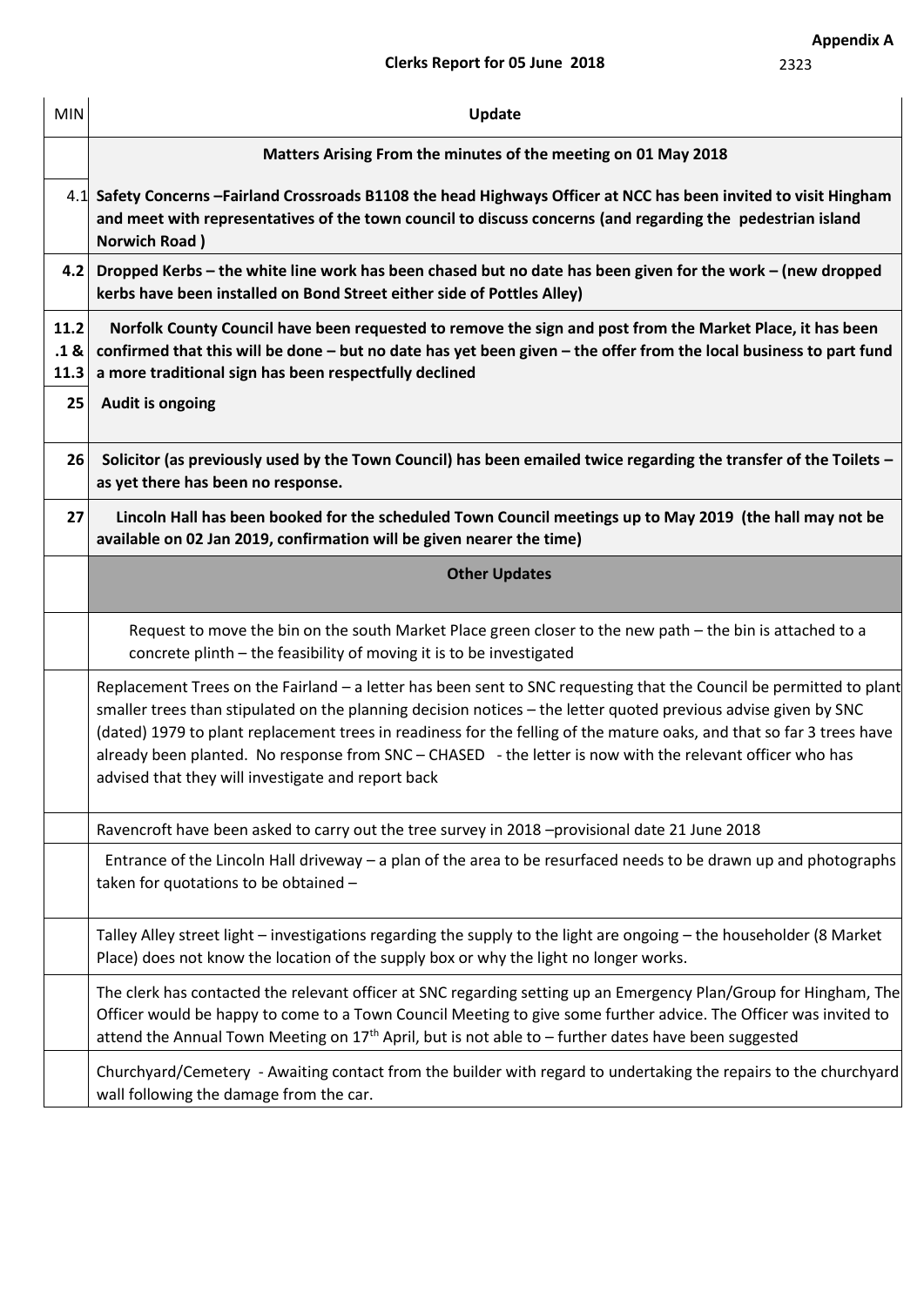**Appendix A**

**Clerks Report for 05 June 2018**

2323

| MIN | Update |
|---|---|
| | **Matters Arising From the minutes of the meeting on 01 May 2018** |
| 4.1 | **Safety Concerns –Fairland Crossroads B1108 the head Highways Officer at NCC has been invited to visit Hingham and meet with representatives of the town council to discuss concerns (and regarding the pedestrian island Norwich Road )** |
| **4.2** | **Dropped Kerbs – the white line work has been chased but no date has been given for the work – (new dropped kerbs have been installed on Bond Street either side of Pottles Alley)** |
| **11.2 .1 & 11.3** | **Norfolk County Council have been requested to remove the sign and post from the Market Place, it has been confirmed that this will be done – but no date has yet been given – the offer from the local business to part fund a more traditional sign has been respectfully declined** |
| **25** | **Audit is ongoing** |
| **26** | **Solicitor (as previously used by the Town Council) has been emailed twice regarding the transfer of the Toilets – as yet there has been no response.** |
| **27** | **Lincoln Hall has been booked for the scheduled Town Council meetings up to May 2019 (the hall may not be available on 02 Jan 2019, confirmation will be given nearer the time)** |
| | **Other Updates** |
| | Request to move the bin on the south Market Place green closer to the new path – the bin is attached to a concrete plinth – the feasibility of moving it is to be investigated |
| | Replacement Trees on the Fairland – a letter has been sent to SNC requesting that the Council be permitted to plant smaller trees than stipulated on the planning decision notices – the letter quoted previous advise given by SNC (dated) 1979 to plant replacement trees in readiness for the felling of the mature oaks, and that so far 3 trees have already been planted. No response from SNC – CHASED - the letter is now with the relevant officer who has advised that they will investigate and report back |
| | Ravencroft have been asked to carry out the tree survey in 2018 –provisional date 21 June 2018 |
| | Entrance of the Lincoln Hall driveway – a plan of the area to be resurfaced needs to be drawn up and photographs taken for quotations to be obtained – |
| | Talley Alley street light – investigations regarding the supply to the light are ongoing – the householder (8 Market Place) does not know the location of the supply box or why the light no longer works. |
| | The clerk has contacted the relevant officer at SNC regarding setting up an Emergency Plan/Group for Hingham, The Officer would be happy to come to a Town Council Meeting to give some further advice. The Officer was invited to attend the Annual Town Meeting on 17th April, but is not able to – further dates have been suggested |
| | Churchyard/Cemetery - Awaiting contact from the builder with regard to undertaking the repairs to the churchyard wall following the damage from the car. |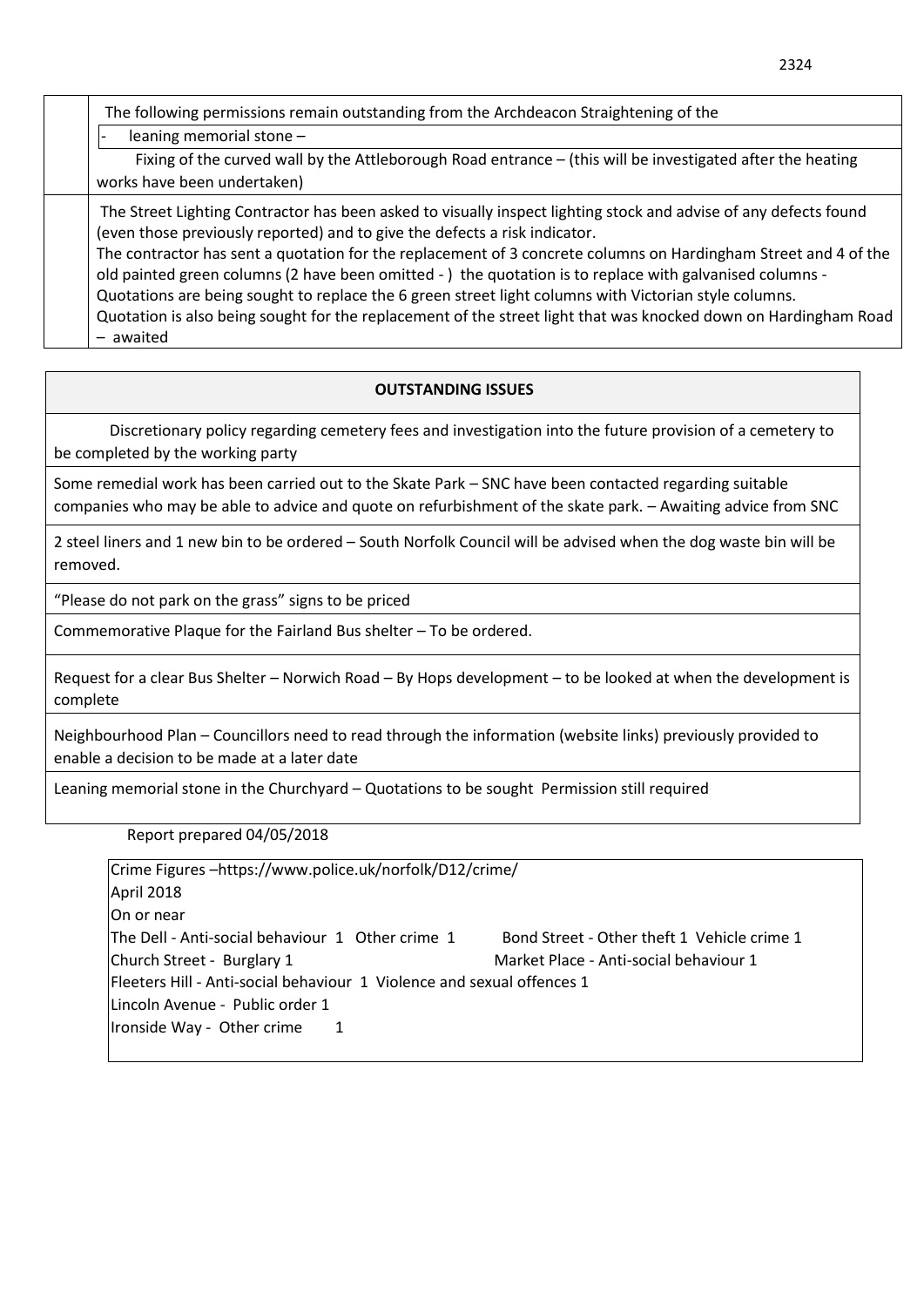| | |
|---|---|
| | The following permissions remain outstanding from the Archdeacon Straightening of the<br>- leaning memorial stone –<br>Fixing of the curved wall by the Attleborough Road entrance – (this will be investigated after the heating works have been undertaken) |
| | The Street Lighting Contractor has been asked to visually inspect lighting stock and advise of any defects found (even those previously reported) and to give the defects a risk indicator.<br>The contractor has sent a quotation for the replacement of 3 concrete columns on Hardingham Street and 4 of the old painted green columns (2 have been omitted - ) the quotation is to replace with galvanised columns -<br>Quotations are being sought to replace the 6 green street light columns with Victorian style columns.<br>Quotation is also being sought for the replacement of the street light that was knocked down on Hardingham Road – awaited |

| OUTSTANDING ISSUES |
|---|
| Discretionary policy regarding cemetery fees and investigation into the future provision of a cemetery to be completed by the working party |
| Some remedial work has been carried out to the Skate Park – SNC have been contacted regarding suitable companies who may be able to advice and quote on refurbishment of the skate park. – Awaiting advice from SNC |
| 2 steel liners and 1 new bin to be ordered – South Norfolk Council will be advised when the dog waste bin will be removed. |
| "Please do not park on the grass" signs to be priced |
| Commemorative Plaque for the Fairland Bus shelter – To be ordered. |
| Request for a clear Bus Shelter – Norwich Road – By Hops development – to be looked at when the development is complete |
| Neighbourhood Plan – Councillors need to read through the information (website links) previously provided to enable a decision to be made at a later date |
| Leaning memorial stone in the Churchyard – Quotations to be sought Permission still required |

Report prepared 04/05/2018

Crime Figures –https://www.police.uk/norfolk/D12/crime/

April 2018

On or near

The Dell - Anti-social behaviour 1 Other crime 1

Bond Street - Other theft 1 Vehicle crime 1

Church Street - Burglary 1

Market Place - Anti-social behaviour 1

Fleeters Hill - Anti-social behaviour 1 Violence and sexual offences 1

Lincoln Avenue - Public order 1

Ironside Way - Other crime 1